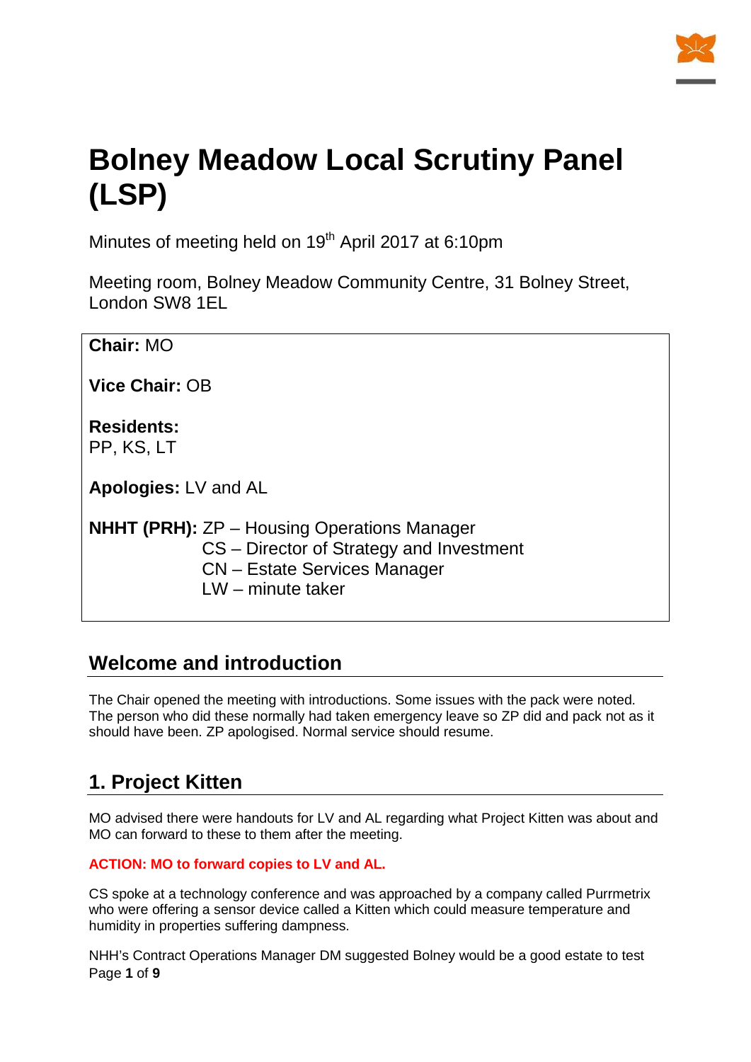# Bolney Meadow Local Scrutiny Panel (LSP)

Minutes of meeting held on 19th April 2017 at 6:10pm

Meeting room, Bolney Meadow Community Centre, 31 Bolney Street, London SW8 1EL

**Chair:** MO

**Vice Chair:** OB

**Residents:**
PP, KS, LT

**Apologies:** LV and AL

**NHHT (PRH):** ZP – Housing Operations Manager
CS – Director of Strategy and Investment
CN – Estate Services Manager
LW – minute taker

## Welcome and introduction

The Chair opened the meeting with introductions. Some issues with the pack were noted. The person who did these normally had taken emergency leave so ZP did and pack not as it should have been. ZP apologised. Normal service should resume.

## 1. Project Kitten

MO advised there were handouts for LV and AL regarding what Project Kitten was about and MO can forward to these to them after the meeting.

**ACTION: MO to forward copies to LV and AL.**

CS spoke at a technology conference and was approached by a company called Purrmetrix who were offering a sensor device called a Kitten which could measure temperature and humidity in properties suffering dampness.

NHH's Contract Operations Manager DM suggested Bolney would be a good estate to test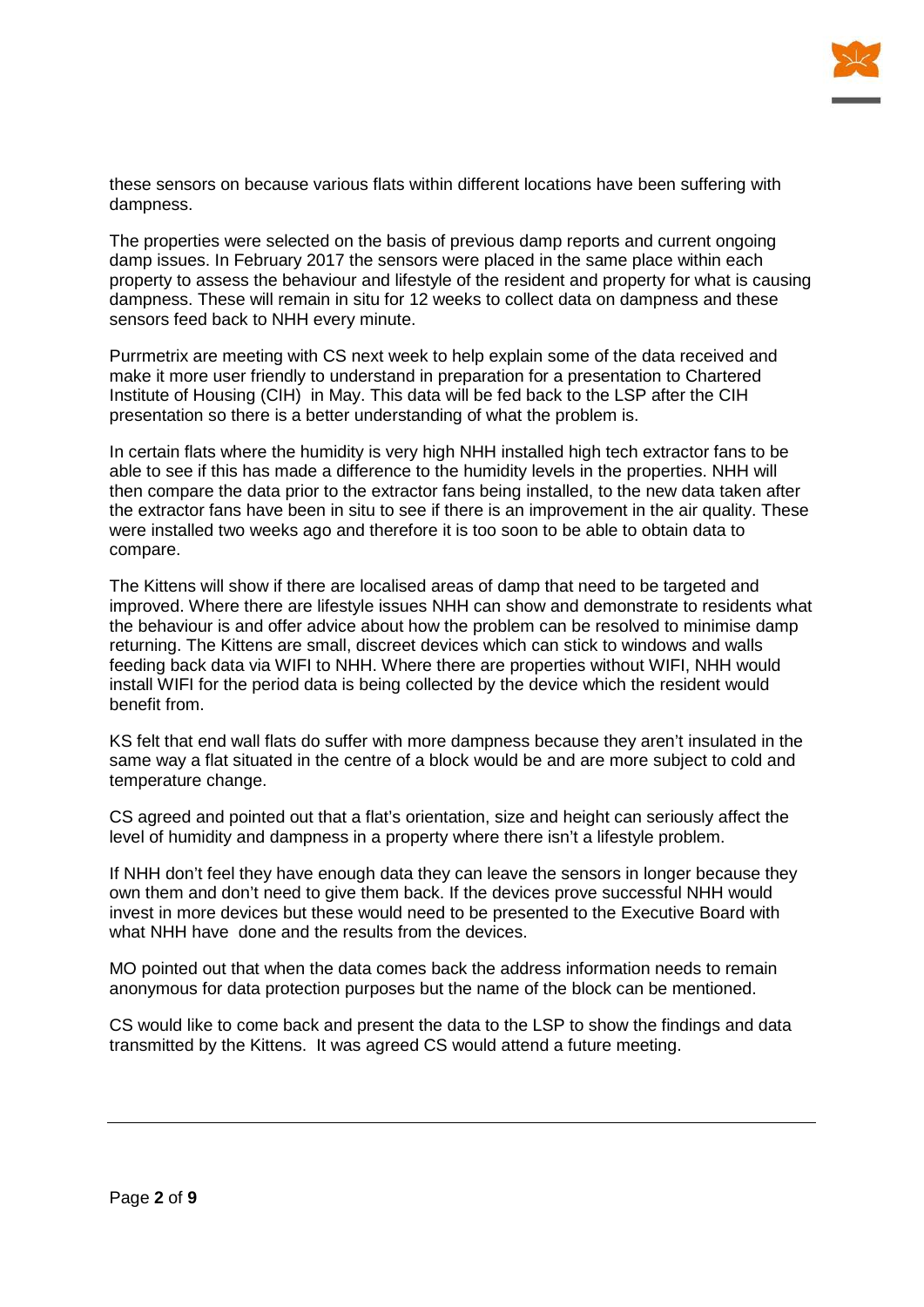these sensors on because various flats within different locations have been suffering with dampness.

The properties were selected on the basis of previous damp reports and current ongoing damp issues. In February 2017 the sensors were placed in the same place within each property to assess the behaviour and lifestyle of the resident and property for what is causing dampness. These will remain in situ for 12 weeks to collect data on dampness and these sensors feed back to NHH every minute.

Purrmetrix are meeting with CS next week to help explain some of the data received and make it more user friendly to understand in preparation for a presentation to Chartered Institute of Housing (CIH) in May. This data will be fed back to the LSP after the CIH presentation so there is a better understanding of what the problem is.

In certain flats where the humidity is very high NHH installed high tech extractor fans to be able to see if this has made a difference to the humidity levels in the properties. NHH will then compare the data prior to the extractor fans being installed, to the new data taken after the extractor fans have been in situ to see if there is an improvement in the air quality. These were installed two weeks ago and therefore it is too soon to be able to obtain data to compare.

The Kittens will show if there are localised areas of damp that need to be targeted and improved. Where there are lifestyle issues NHH can show and demonstrate to residents what the behaviour is and offer advice about how the problem can be resolved to minimise damp returning. The Kittens are small, discreet devices which can stick to windows and walls feeding back data via WIFI to NHH. Where there are properties without WIFI, NHH would install WIFI for the period data is being collected by the device which the resident would benefit from.

KS felt that end wall flats do suffer with more dampness because they aren't insulated in the same way a flat situated in the centre of a block would be and are more subject to cold and temperature change.

CS agreed and pointed out that a flat's orientation, size and height can seriously affect the level of humidity and dampness in a property where there isn't a lifestyle problem.

If NHH don't feel they have enough data they can leave the sensors in longer because they own them and don't need to give them back. If the devices prove successful NHH would invest in more devices but these would need to be presented to the Executive Board with what NHH have done and the results from the devices.

MO pointed out that when the data comes back the address information needs to remain anonymous for data protection purposes but the name of the block can be mentioned.

CS would like to come back and present the data to the LSP to show the findings and data transmitted by the Kittens. It was agreed CS would attend a future meeting.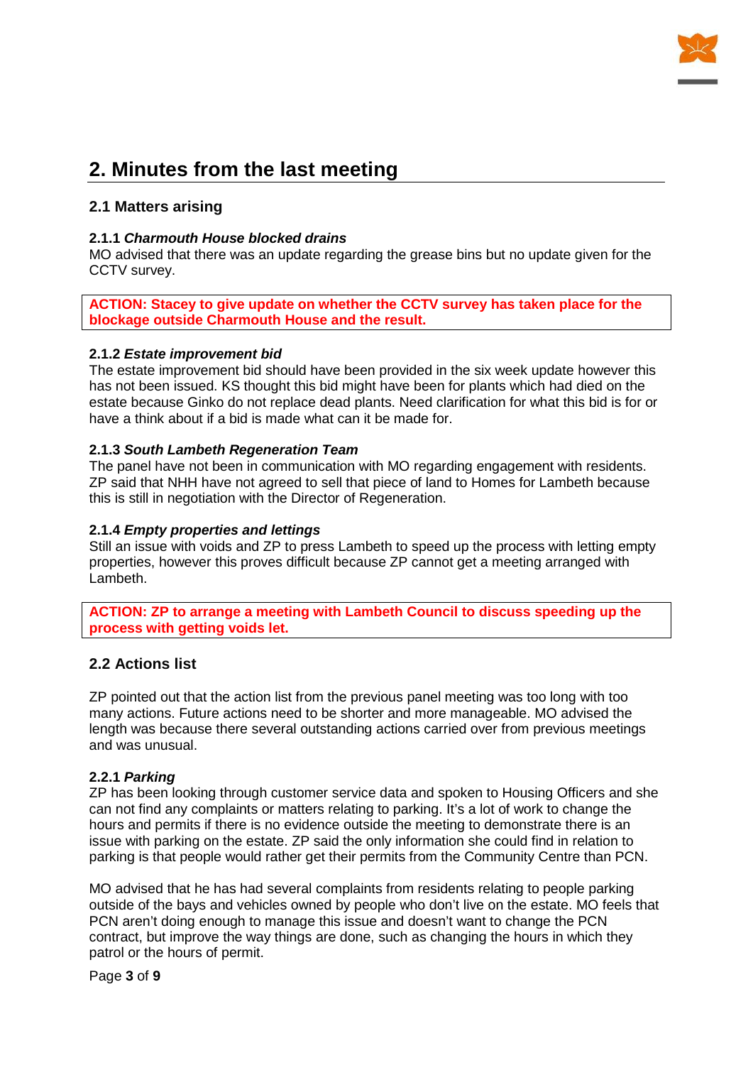## 2. Minutes from the last meeting

### 2.1 Matters arising

#### 2.1.1 *Charmouth House blocked drains*

MO advised that there was an update regarding the grease bins but no update given for the CCTV survey.

**ACTION: Stacey to give update on whether the CCTV survey has taken place for the blockage outside Charmouth House and the result.**

#### 2.1.2 *Estate improvement bid*

The estate improvement bid should have been provided in the six week update however this has not been issued. KS thought this bid might have been for plants which had died on the estate because Ginko do not replace dead plants. Need clarification for what this bid is for or have a think about if a bid is made what can it be made for.

#### 2.1.3 *South Lambeth Regeneration Team*

The panel have not been in communication with MO regarding engagement with residents. ZP said that NHH have not agreed to sell that piece of land to Homes for Lambeth because this is still in negotiation with the Director of Regeneration.

#### 2.1.4 *Empty properties and lettings*

Still an issue with voids and ZP to press Lambeth to speed up the process with letting empty properties, however this proves difficult because ZP cannot get a meeting arranged with Lambeth.

**ACTION: ZP to arrange a meeting with Lambeth Council to discuss speeding up the process with getting voids let.**

### 2.2 Actions list

ZP pointed out that the action list from the previous panel meeting was too long with too many actions. Future actions need to be shorter and more manageable. MO advised the length was because there several outstanding actions carried over from previous meetings and was unusual.

#### 2.2.1 *Parking*

ZP has been looking through customer service data and spoken to Housing Officers and she can not find any complaints or matters relating to parking. It's a lot of work to change the hours and permits if there is no evidence outside the meeting to demonstrate there is an issue with parking on the estate. ZP said the only information she could find in relation to parking is that people would rather get their permits from the Community Centre than PCN.

MO advised that he has had several complaints from residents relating to people parking outside of the bays and vehicles owned by people who don't live on the estate. MO feels that PCN aren't doing enough to manage this issue and doesn't want to change the PCN contract, but improve the way things are done, such as changing the hours in which they patrol or the hours of permit.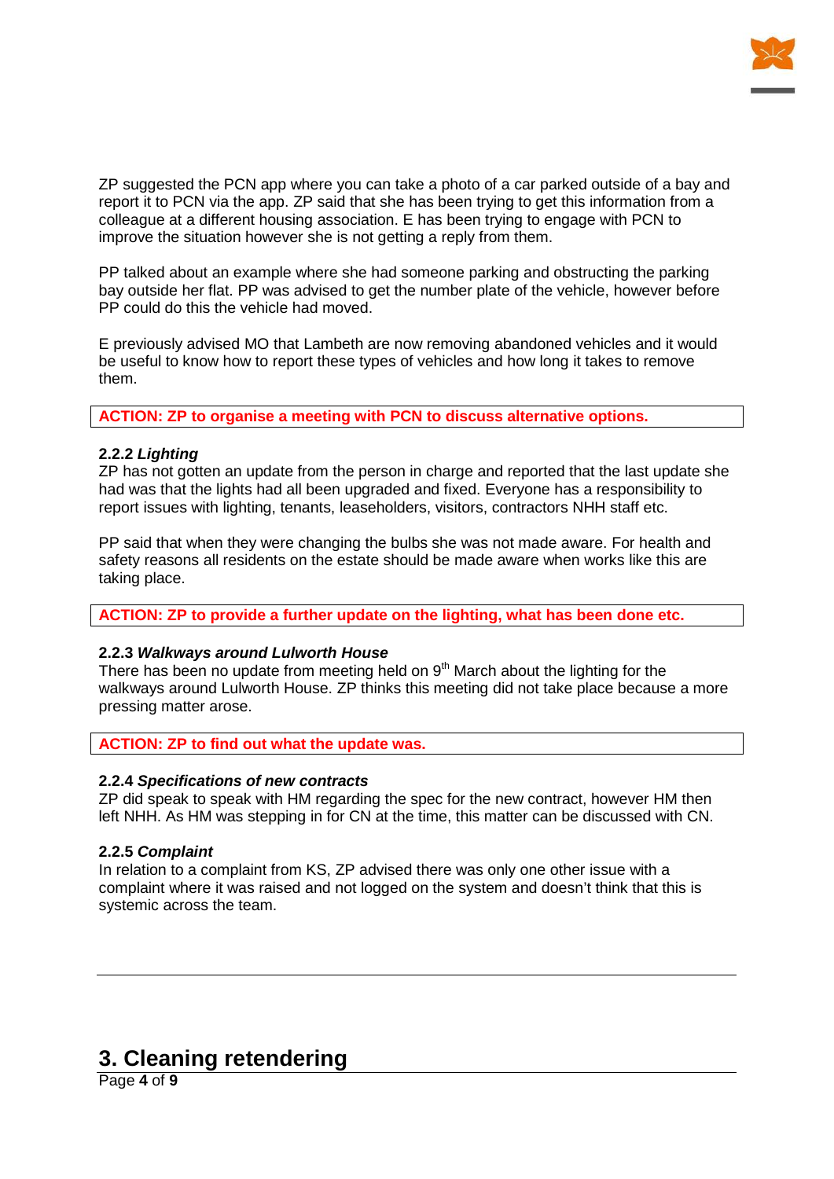ZP suggested the PCN app where you can take a photo of a car parked outside of a bay and report it to PCN via the app. ZP said that she has been trying to get this information from a colleague at a different housing association. E has been trying to engage with PCN to improve the situation however she is not getting a reply from them.

PP talked about an example where she had someone parking and obstructing the parking bay outside her flat. PP was advised to get the number plate of the vehicle, however before PP could do this the vehicle had moved.

E previously advised MO that Lambeth are now removing abandoned vehicles and it would be useful to know how to report these types of vehicles and how long it takes to remove them.

**ACTION: ZP to organise a meeting with PCN to discuss alternative options.**

**2.2.2 *Lighting***
ZP has not gotten an update from the person in charge and reported that the last update she had was that the lights had all been upgraded and fixed. Everyone has a responsibility to report issues with lighting, tenants, leaseholders, visitors, contractors NHH staff etc.

PP said that when they were changing the bulbs she was not made aware. For health and safety reasons all residents on the estate should be made aware when works like this are taking place.

**ACTION: ZP to provide a further update on the lighting, what has been done etc.**

**2.2.3 *Walkways around Lulworth House***
There has been no update from meeting held on 9th March about the lighting for the walkways around Lulworth House. ZP thinks this meeting did not take place because a more pressing matter arose.

**ACTION: ZP to find out what the update was.**

**2.2.4 *Specifications of new contracts***
ZP did speak to speak with HM regarding the spec for the new contract, however HM then left NHH. As HM was stepping in for CN at the time, this matter can be discussed with CN.

**2.2.5 *Complaint***
In relation to a complaint from KS, ZP advised there was only one other issue with a complaint where it was raised and not logged on the system and doesn't think that this is systemic across the team.

---

## 3. Cleaning retendering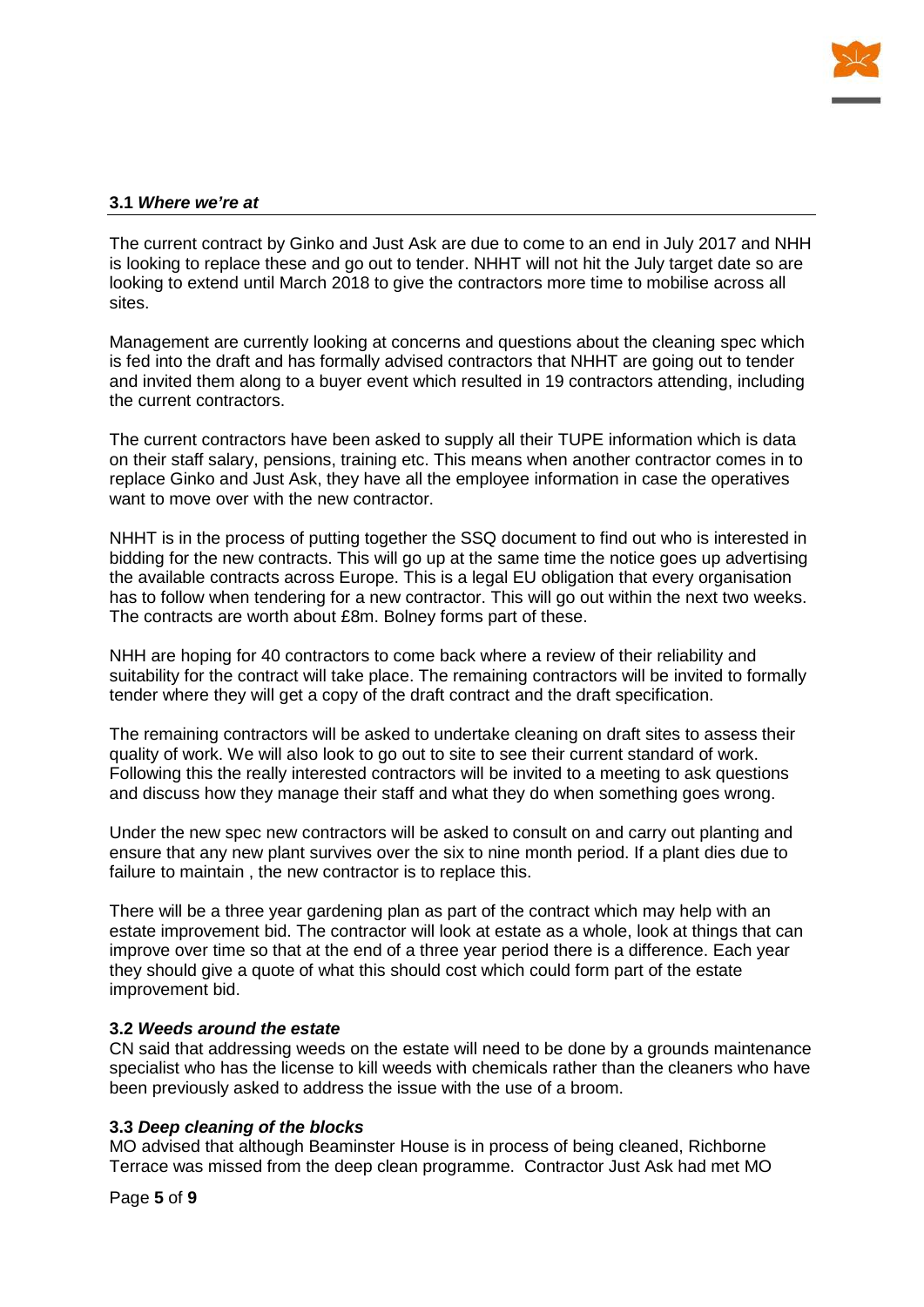### 3.1 *Where we're at*

The current contract by Ginko and Just Ask are due to come to an end in July 2017 and NHH is looking to replace these and go out to tender. NHHT will not hit the July target date so are looking to extend until March 2018 to give the contractors more time to mobilise across all sites.

Management are currently looking at concerns and questions about the cleaning spec which is fed into the draft and has formally advised contractors that NHHT are going out to tender and invited them along to a buyer event which resulted in 19 contractors attending, including the current contractors.

The current contractors have been asked to supply all their TUPE information which is data on their staff salary, pensions, training etc. This means when another contractor comes in to replace Ginko and Just Ask, they have all the employee information in case the operatives want to move over with the new contractor.

NHHT is in the process of putting together the SSQ document to find out who is interested in bidding for the new contracts. This will go up at the same time the notice goes up advertising the available contracts across Europe. This is a legal EU obligation that every organisation has to follow when tendering for a new contractor. This will go out within the next two weeks. The contracts are worth about £8m. Bolney forms part of these.

NHH are hoping for 40 contractors to come back where a review of their reliability and suitability for the contract will take place. The remaining contractors will be invited to formally tender where they will get a copy of the draft contract and the draft specification.

The remaining contractors will be asked to undertake cleaning on draft sites to assess their quality of work. We will also look to go out to site to see their current standard of work. Following this the really interested contractors will be invited to a meeting to ask questions and discuss how they manage their staff and what they do when something goes wrong.

Under the new spec new contractors will be asked to consult on and carry out planting and ensure that any new plant survives over the six to nine month period. If a plant dies due to failure to maintain , the new contractor is to replace this.

There will be a three year gardening plan as part of the contract which may help with an estate improvement bid. The contractor will look at estate as a whole, look at things that can improve over time so that at the end of a three year period there is a difference. Each year they should give a quote of what this should cost which could form part of the estate improvement bid.

### 3.2 *Weeds around the estate*

CN said that addressing weeds on the estate will need to be done by a grounds maintenance specialist who has the license to kill weeds with chemicals rather than the cleaners who have been previously asked to address the issue with the use of a broom.

### 3.3 *Deep cleaning of the blocks*

MO advised that although Beaminster House is in process of being cleaned, Richborne Terrace was missed from the deep clean programme. Contractor Just Ask had met MO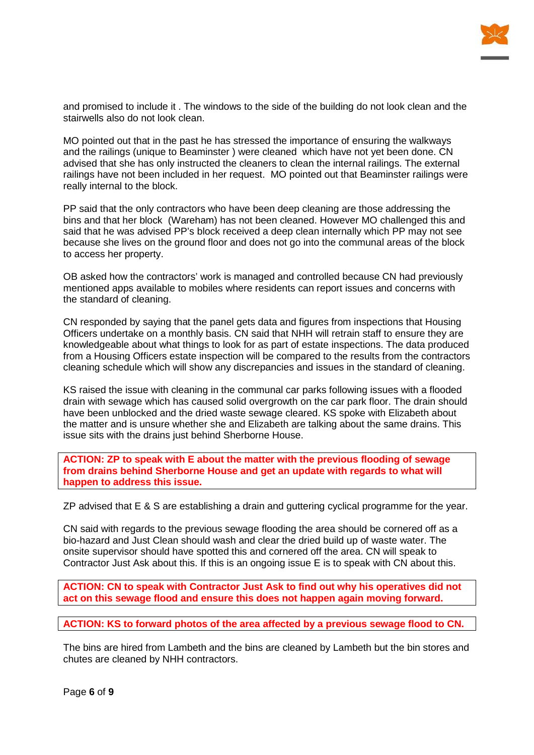and promised to include it . The windows to the side of the building do not look clean and the stairwells also do not look clean.

MO pointed out that in the past he has stressed the importance of ensuring the walkways and the railings (unique to Beaminster ) were cleaned which have not yet been done. CN advised that she has only instructed the cleaners to clean the internal railings. The external railings have not been included in her request. MO pointed out that Beaminster railings were really internal to the block.

PP said that the only contractors who have been deep cleaning are those addressing the bins and that her block (Wareham) has not been cleaned. However MO challenged this and said that he was advised PP's block received a deep clean internally which PP may not see because she lives on the ground floor and does not go into the communal areas of the block to access her property.

OB asked how the contractors' work is managed and controlled because CN had previously mentioned apps available to mobiles where residents can report issues and concerns with the standard of cleaning.

CN responded by saying that the panel gets data and figures from inspections that Housing Officers undertake on a monthly basis. CN said that NHH will retrain staff to ensure they are knowledgeable about what things to look for as part of estate inspections. The data produced from a Housing Officers estate inspection will be compared to the results from the contractors cleaning schedule which will show any discrepancies and issues in the standard of cleaning.

KS raised the issue with cleaning in the communal car parks following issues with a flooded drain with sewage which has caused solid overgrowth on the car park floor. The drain should have been unblocked and the dried waste sewage cleared. KS spoke with Elizabeth about the matter and is unsure whether she and Elizabeth are talking about the same drains. This issue sits with the drains just behind Sherborne House.

**ACTION: ZP to speak with E about the matter with the previous flooding of sewage from drains behind Sherborne House and get an update with regards to what will happen to address this issue.**

ZP advised that E & S are establishing a drain and guttering cyclical programme for the year.

CN said with regards to the previous sewage flooding the area should be cornered off as a bio-hazard and Just Clean should wash and clear the dried build up of waste water. The onsite supervisor should have spotted this and cornered off the area. CN will speak to Contractor Just Ask about this. If this is an ongoing issue E is to speak with CN about this.

**ACTION: CN to speak with Contractor Just Ask to find out why his operatives did not act on this sewage flood and ensure this does not happen again moving forward.**

**ACTION: KS to forward photos of the area affected by a previous sewage flood to CN.**

The bins are hired from Lambeth and the bins are cleaned by Lambeth but the bin stores and chutes are cleaned by NHH contractors.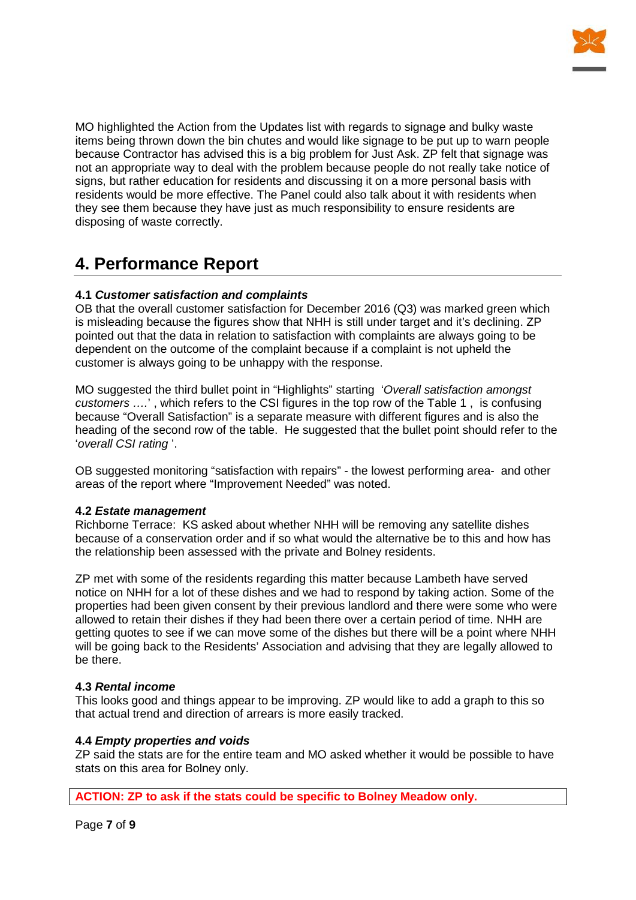MO highlighted the Action from the Updates list with regards to signage and bulky waste items being thrown down the bin chutes and would like signage to be put up to warn people because Contractor has advised this is a big problem for Just Ask. ZP felt that signage was not an appropriate way to deal with the problem because people do not really take notice of signs, but rather education for residents and discussing it on a more personal basis with residents would be more effective. The Panel could also talk about it with residents when they see them because they have just as much responsibility to ensure residents are disposing of waste correctly.

## 4. Performance Report

**4.1 *Customer satisfaction and complaints***

OB that the overall customer satisfaction for December 2016 (Q3) was marked green which is misleading because the figures show that NHH is still under target and it's declining. ZP pointed out that the data in relation to satisfaction with complaints are always going to be dependent on the outcome of the complaint because if a complaint is not upheld the customer is always going to be unhappy with the response.

MO suggested the third bullet point in "Highlights" starting '*Overall satisfaction amongst customers ….*' , which refers to the CSI figures in the top row of the Table 1 , is confusing because "Overall Satisfaction" is a separate measure with different figures and is also the heading of the second row of the table. He suggested that the bullet point should refer to the '*overall CSI rating* '.

OB suggested monitoring "satisfaction with repairs" - the lowest performing area- and other areas of the report where "Improvement Needed" was noted.

**4.2 *Estate management***

Richborne Terrace: KS asked about whether NHH will be removing any satellite dishes because of a conservation order and if so what would the alternative be to this and how has the relationship been assessed with the private and Bolney residents.

ZP met with some of the residents regarding this matter because Lambeth have served notice on NHH for a lot of these dishes and we had to respond by taking action. Some of the properties had been given consent by their previous landlord and there were some who were allowed to retain their dishes if they had been there over a certain period of time. NHH are getting quotes to see if we can move some of the dishes but there will be a point where NHH will be going back to the Residents' Association and advising that they are legally allowed to be there.

**4.3 *Rental income***

This looks good and things appear to be improving. ZP would like to add a graph to this so that actual trend and direction of arrears is more easily tracked.

**4.4 *Empty properties and voids***

ZP said the stats are for the entire team and MO asked whether it would be possible to have stats on this area for Bolney only.

**ACTION: ZP to ask if the stats could be specific to Bolney Meadow only.**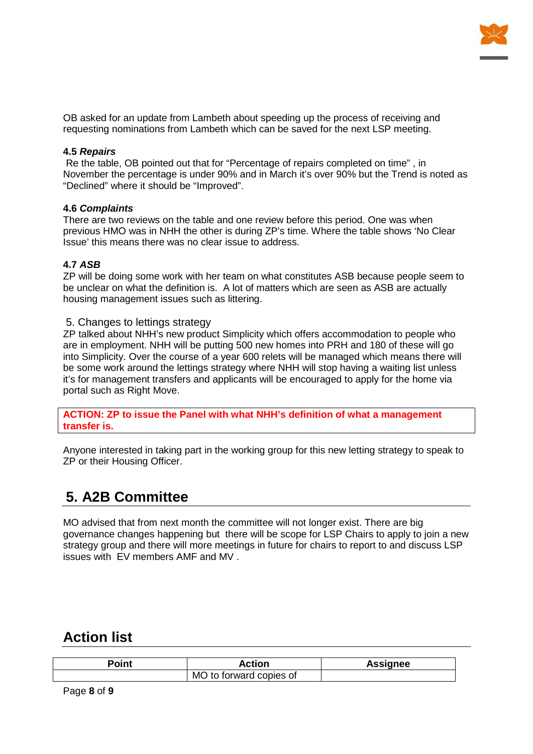OB asked for an update from Lambeth about speeding up the process of receiving and requesting nominations from Lambeth which can be saved for the next LSP meeting.

**4.5 *Repairs***

Re the table, OB pointed out that for "Percentage of repairs completed on time" , in November the percentage is under 90% and in March it's over 90% but the Trend is noted as "Declined" where it should be "Improved".

**4.6 *Complaints***

There are two reviews on the table and one review before this period. One was when previous HMO was in NHH the other is during ZP's time. Where the table shows 'No Clear Issue' this means there was no clear issue to address.

**4.7 *ASB***

ZP will be doing some work with her team on what constitutes ASB because people seem to be unclear on what the definition is. A lot of matters which are seen as ASB are actually housing management issues such as littering.

5. Changes to lettings strategy

ZP talked about NHH's new product Simplicity which offers accommodation to people who are in employment. NHH will be putting 500 new homes into PRH and 180 of these will go into Simplicity. Over the course of a year 600 relets will be managed which means there will be some work around the lettings strategy where NHH will stop having a waiting list unless it's for management transfers and applicants will be encouraged to apply for the home via portal such as Right Move.

**ACTION: ZP to issue the Panel with what NHH's definition of what a management transfer is.**

Anyone interested in taking part in the working group for this new letting strategy to speak to ZP or their Housing Officer.

## 5. A2B Committee

MO advised that from next month the committee will not longer exist. There are big governance changes happening but there will be scope for LSP Chairs to apply to join a new strategy group and there will more meetings in future for chairs to report to and discuss LSP issues with EV members AMF and MV .

## Action list

| Point | Action | Assignee |
| --- | --- | --- |
| | MO to forward copies of | |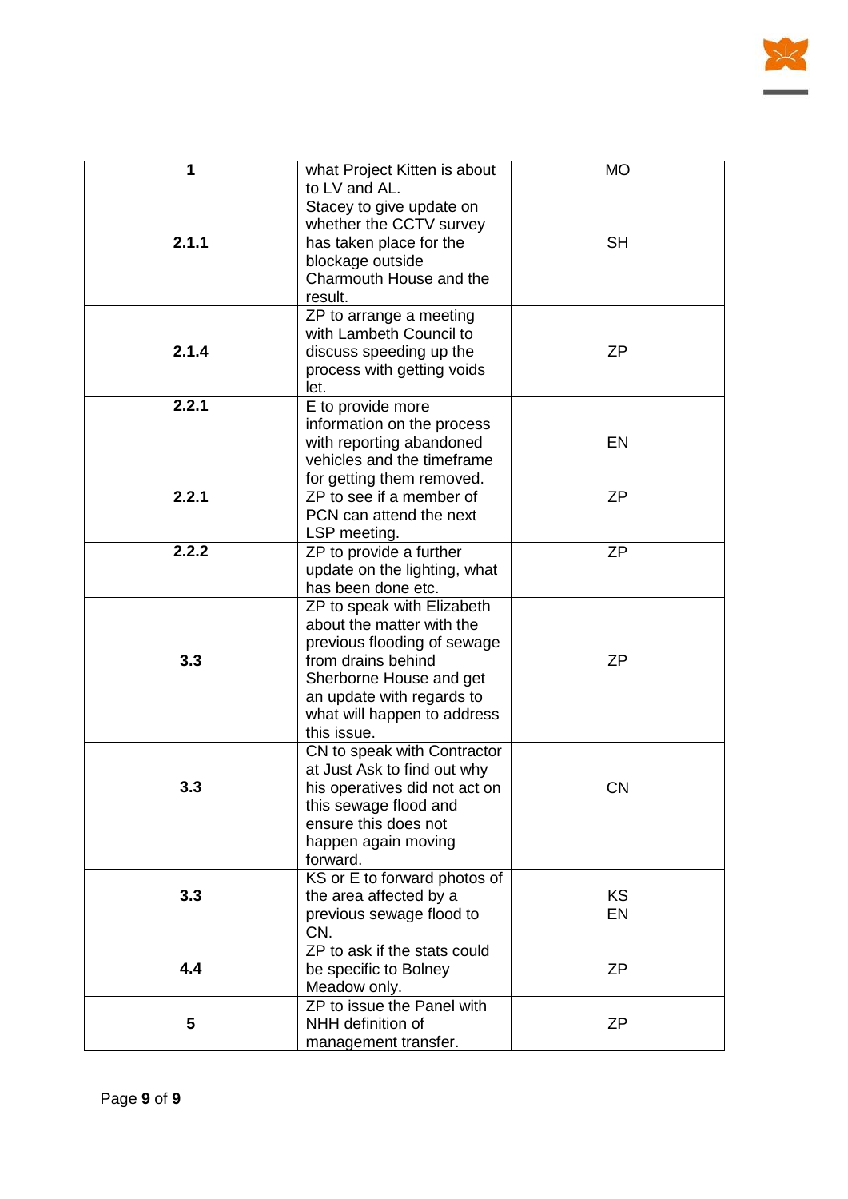| | | |
|---|---|---|
| **1** | what Project Kitten is about to LV and AL. | MO |
| **2.1.1** | Stacey to give update on whether the CCTV survey has taken place for the blockage outside Charmouth House and the result. | SH |
| **2.1.4** | ZP to arrange a meeting with Lambeth Council to discuss speeding up the process with getting voids let. | ZP |
| **2.2.1** | E to provide more information on the process with reporting abandoned vehicles and the timeframe for getting them removed. | EN |
| **2.2.1** | ZP to see if a member of PCN can attend the next LSP meeting. | ZP |
| **2.2.2** | ZP to provide a further update on the lighting, what has been done etc. | ZP |
| **3.3** | ZP to speak with Elizabeth about the matter with the previous flooding of sewage from drains behind Sherborne House and get an update with regards to what will happen to address this issue. | ZP |
| **3.3** | CN to speak with Contractor at Just Ask to find out why his operatives did not act on this sewage flood and ensure this does not happen again moving forward. | CN |
| **3.3** | KS or E to forward photos of the area affected by a previous sewage flood to CN. | KS<br>EN |
| **4.4** | ZP to ask if the stats could be specific to Bolney Meadow only. | ZP |
| **5** | ZP to issue the Panel with NHH definition of management transfer. | ZP |